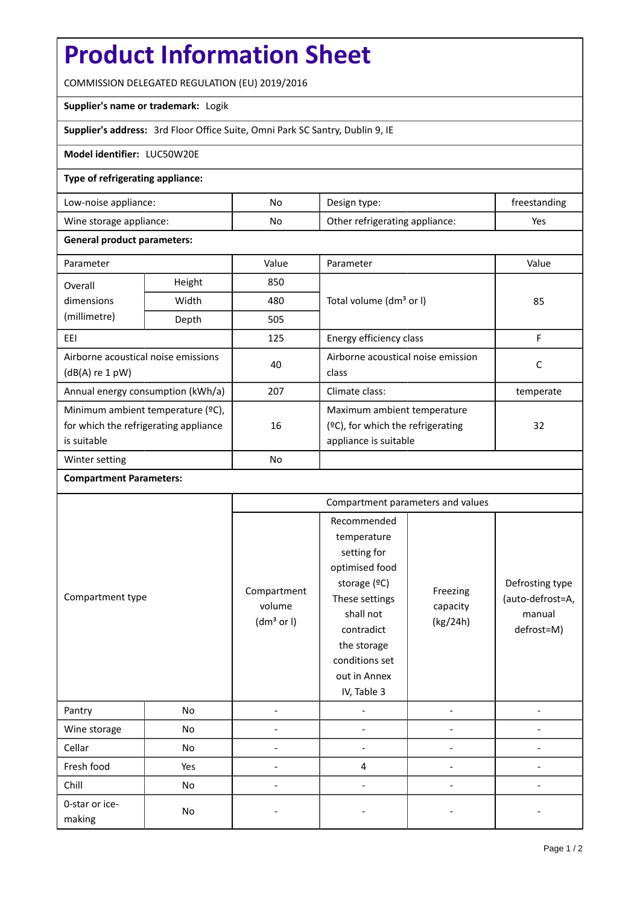# Product Information Sheet

COMMISSION DELEGATED REGULATION (EU) 2019/2016

**Supplier's name or trademark:** Logik

**Supplier's address:** 3rd Floor Office Suite, Omni Park SC Santry, Dublin 9, IE

**Model identifier:** LUC50W20E

**Type of refrigerating appliance:**

| | | | |
|---|---|---|---|
| Low-noise appliance: | No | Design type: | freestanding |
| Wine storage appliance: | No | Other refrigerating appliance: | Yes |

**General product parameters:**

| Parameter | | Value | Parameter | Value |
|---|---|---|---|---|
| Overall dimensions (millimetre) | Height | 850 | Total volume (dm³ or l) | 85 |
| | Width | 480 | | |
| | Depth | 505 | | |
| EEI | | 125 | Energy efficiency class | F |
| Airborne acoustical noise emissions (dB(A) re 1 pW) | | 40 | Airborne acoustical noise emission class | C |
| Annual energy consumption (kWh/a) | | 207 | Climate class: | temperate |
| Minimum ambient temperature (ºC), for which the refrigerating appliance is suitable | | 16 | Maximum ambient temperature (ºC), for which the refrigerating appliance is suitable | 32 |
| Winter setting | | No | | |

**Compartment Parameters:**

| Compartment type | | Compartment parameters and values | | | |
|---|---|---|---|---|---|
| | | Compartment volume (dm³ or l) | Recommended temperature setting for optimised food storage (ºC) These settings shall not contradict the storage conditions set out in Annex IV, Table 3 | Freezing capacity (kg/24h) | Defrosting type (auto-defrost=A, manual defrost=M) |
| Pantry | No | - | - | - | - |
| Wine storage | No | - | - | - | - |
| Cellar | No | - | - | - | - |
| Fresh food | Yes | - | 4 | - | - |
| Chill | No | - | - | - | - |
| 0-star or ice-making | No | - | - | - | - |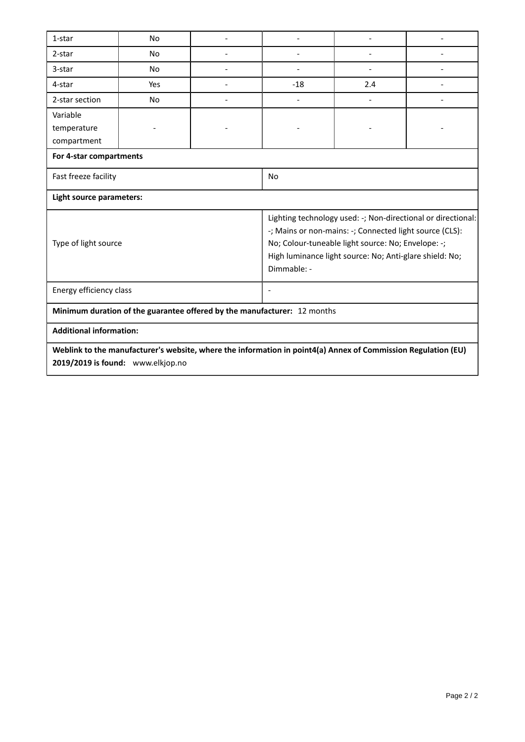| | | | | | |
|---|---|---|---|---|---|
| 1-star | No | - | - | - | - |
| 2-star | No | - | - | - | - |
| 3-star | No | - | - | - | - |
| 4-star | Yes | - | -18 | 2.4 | - |
| 2-star section | No | - | - | - | - |
| Variable temperature compartment | - | - | - | - | - |

| | |
|---|---|
| **For 4-star compartments** | |
| Fast freeze facility | No |
| **Light source parameters:** | |
| Type of light source | Lighting technology used: -; Non-directional or directional: -; Mains or non-mains: -; Connected light source (CLS): No; Colour-tuneable light source: No; Envelope: -; High luminance light source: No; Anti-glare shield: No; Dimmable: - |
| Energy efficiency class | - |

**Minimum duration of the guarantee offered by the manufacturer:** 12 months

**Additional information:**

**Weblink to the manufacturer's website, where the information in point4(a) Annex of Commission Regulation (EU) 2019/2019 is found:** www.elkjop.no